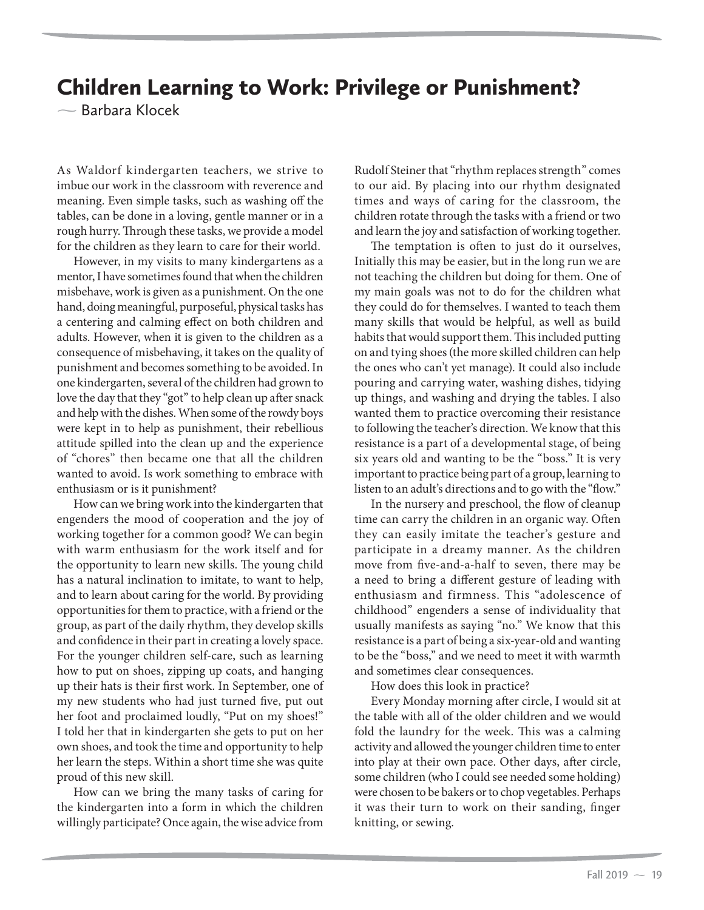# Children Learning to Work: Privilege or Punishment?

— Barbara Klocek

As Waldorf kindergarten teachers, we strive to imbue our work in the classroom with reverence and meaning. Even simple tasks, such as washing off the tables, can be done in a loving, gentle manner or in a rough hurry. Through these tasks, we provide a model for the children as they learn to care for their world.

However, in my visits to many kindergartens as a mentor, I have sometimes found that when the children misbehave, work is given as a punishment. On the one hand, doing meaningful, purposeful, physical tasks has a centering and calming effect on both children and adults. However, when it is given to the children as a consequence of misbehaving, it takes on the quality of punishment and becomes something to be avoided. In one kindergarten, several of the children had grown to love the day that they "got" to help clean up after snack and help with the dishes. When some of the rowdy boys were kept in to help as punishment, their rebellious attitude spilled into the clean up and the experience of "chores" then became one that all the children wanted to avoid. Is work something to embrace with enthusiasm or is it punishment?

How can we bring work into the kindergarten that engenders the mood of cooperation and the joy of working together for a common good? We can begin with warm enthusiasm for the work itself and for the opportunity to learn new skills. The young child has a natural inclination to imitate, to want to help, and to learn about caring for the world. By providing opportunities for them to practice, with a friend or the group, as part of the daily rhythm, they develop skills and confidence in their part in creating a lovely space. For the younger children self-care, such as learning how to put on shoes, zipping up coats, and hanging up their hats is their first work. In September, one of my new students who had just turned five, put out her foot and proclaimed loudly, "Put on my shoes!" I told her that in kindergarten she gets to put on her own shoes, and took the time and opportunity to help her learn the steps. Within a short time she was quite proud of this new skill.

How can we bring the many tasks of caring for the kindergarten into a form in which the children willingly participate? Once again, the wise advice from Rudolf Steiner that "rhythm replaces strength" comes to our aid. By placing into our rhythm designated times and ways of caring for the classroom, the children rotate through the tasks with a friend or two and learn the joy and satisfaction of working together.

The temptation is often to just do it ourselves, Initially this may be easier, but in the long run we are not teaching the children but doing for them. One of my main goals was not to do for the children what they could do for themselves. I wanted to teach them many skills that would be helpful, as well as build habits that would support them. This included putting on and tying shoes (the more skilled children can help the ones who can't yet manage). It could also include pouring and carrying water, washing dishes, tidying up things, and washing and drying the tables. I also wanted them to practice overcoming their resistance to following the teacher's direction. We know that this resistance is a part of a developmental stage, of being six years old and wanting to be the "boss." It is very important to practice being part of a group, learning to listen to an adult's directions and to go with the "flow."

In the nursery and preschool, the flow of cleanup time can carry the children in an organic way. Often they can easily imitate the teacher's gesture and participate in a dreamy manner. As the children move from five-and-a-half to seven, there may be a need to bring a different gesture of leading with enthusiasm and firmness. This "adolescence of childhood" engenders a sense of individuality that usually manifests as saying "no." We know that this resistance is a part of being a six-year-old and wanting to be the "boss," and we need to meet it with warmth and sometimes clear consequences.

How does this look in practice?

Every Monday morning after circle, I would sit at the table with all of the older children and we would fold the laundry for the week. This was a calming activity and allowed the younger children time to enter into play at their own pace. Other days, after circle, some children (who I could see needed some holding) were chosen to be bakers or to chop vegetables. Perhaps it was their turn to work on their sanding, finger knitting, or sewing.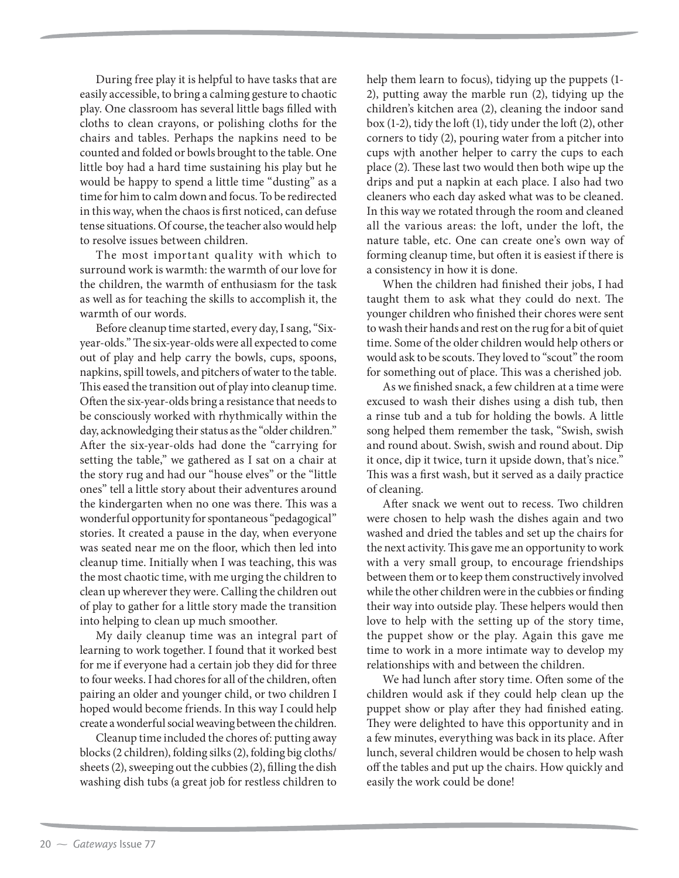During free play it is helpful to have tasks that are easily accessible, to bring a calming gesture to chaotic play. One classroom has several little bags filled with cloths to clean crayons, or polishing cloths for the chairs and tables. Perhaps the napkins need to be counted and folded or bowls brought to the table. One little boy had a hard time sustaining his play but he would be happy to spend a little time "dusting" as a time for him to calm down and focus. To be redirected in this way, when the chaos is first noticed, can defuse tense situations. Of course, the teacher also would help to resolve issues between children.

The most important quality with which to surround work is warmth: the warmth of our love for the children, the warmth of enthusiasm for the task as well as for teaching the skills to accomplish it, the warmth of our words.

Before cleanup time started, every day, I sang, "Six-year-olds." The six-year-olds were all expected to come out of play and help carry the bowls, cups, spoons, napkins, spill towels, and pitchers of water to the table. This eased the transition out of play into cleanup time. Often the six-year-olds bring a resistance that needs to be consciously worked with rhythmically within the day, acknowledging their status as the "older children." After the six-year-olds had done the "carrying for setting the table," we gathered as I sat on a chair at the story rug and had our "house elves" or the "little ones" tell a little story about their adventures around the kindergarten when no one was there. This was a wonderful opportunity for spontaneous "pedagogical" stories. It created a pause in the day, when everyone was seated near me on the floor, which then led into cleanup time. Initially when I was teaching, this was the most chaotic time, with me urging the children to clean up wherever they were. Calling the children out of play to gather for a little story made the transition into helping to clean up much smoother.

My daily cleanup time was an integral part of learning to work together. I found that it worked best for me if everyone had a certain job they did for three to four weeks. I had chores for all of the children, often pairing an older and younger child, or two children I hoped would become friends. In this way I could help create a wonderful social weaving between the children.

Cleanup time included the chores of: putting away blocks (2 children), folding silks (2), folding big cloths/sheets (2), sweeping out the cubbies (2), filling the dish washing dish tubs (a great job for restless children to help them learn to focus), tidying up the puppets (1-2), putting away the marble run (2), tidying up the children's kitchen area (2), cleaning the indoor sand box (1-2), tidy the loft (1), tidy under the loft (2), other corners to tidy (2), pouring water from a pitcher into cups wjth another helper to carry the cups to each place (2). These last two would then both wipe up the drips and put a napkin at each place. I also had two cleaners who each day asked what was to be cleaned. In this way we rotated through the room and cleaned all the various areas: the loft, under the loft, the nature table, etc. One can create one's own way of forming cleanup time, but often it is easiest if there is a consistency in how it is done.

When the children had finished their jobs, I had taught them to ask what they could do next. The younger children who finished their chores were sent to wash their hands and rest on the rug for a bit of quiet time. Some of the older children would help others or would ask to be scouts. They loved to "scout" the room for something out of place. This was a cherished job.

As we finished snack, a few children at a time were excused to wash their dishes using a dish tub, then a rinse tub and a tub for holding the bowls. A little song helped them remember the task, "Swish, swish and round about. Swish, swish and round about. Dip it once, dip it twice, turn it upside down, that's nice." This was a first wash, but it served as a daily practice of cleaning.

After snack we went out to recess. Two children were chosen to help wash the dishes again and two washed and dried the tables and set up the chairs for the next activity. This gave me an opportunity to work with a very small group, to encourage friendships between them or to keep them constructively involved while the other children were in the cubbies or finding their way into outside play. These helpers would then love to help with the setting up of the story time, the puppet show or the play. Again this gave me time to work in a more intimate way to develop my relationships with and between the children.

We had lunch after story time. Often some of the children would ask if they could help clean up the puppet show or play after they had finished eating. They were delighted to have this opportunity and in a few minutes, everything was back in its place. After lunch, several children would be chosen to help wash off the tables and put up the chairs. How quickly and easily the work could be done!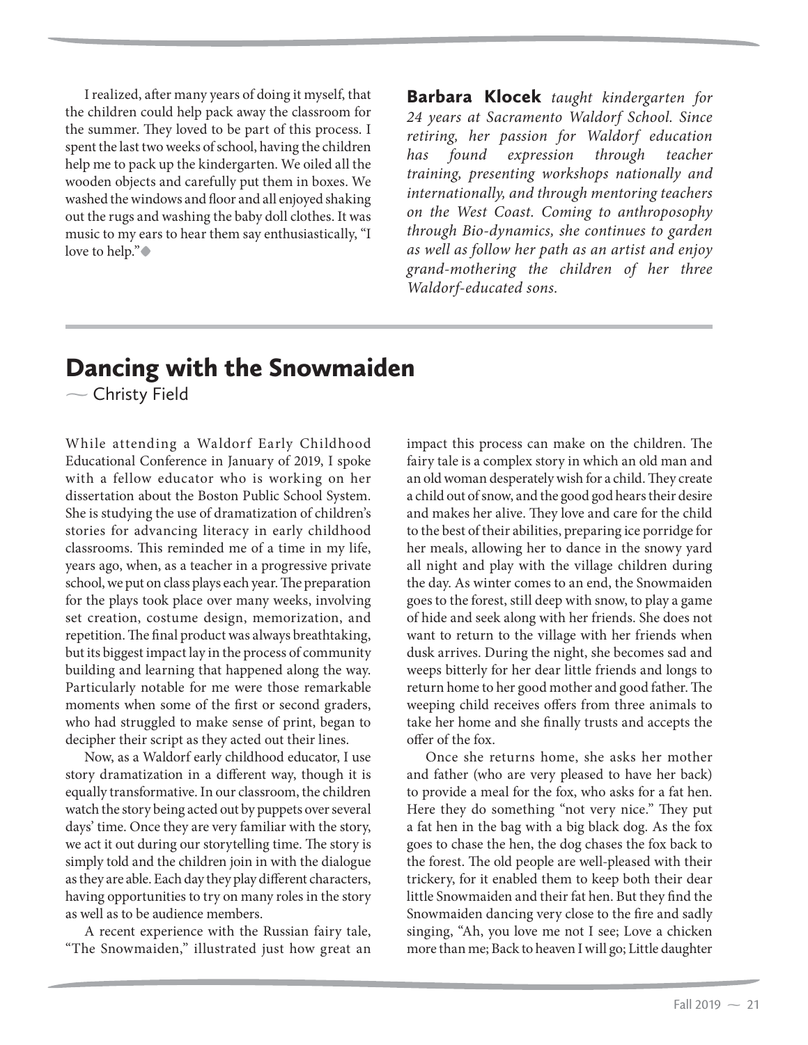I realized, after many years of doing it myself, that the children could help pack away the classroom for the summer. They loved to be part of this process. I spent the last two weeks of school, having the children help me to pack up the kindergarten. We oiled all the wooden objects and carefully put them in boxes. We washed the windows and floor and all enjoyed shaking out the rugs and washing the baby doll clothes. It was music to my ears to hear them say enthusiastically, "I love to help."◆

**Barbara Klocek** *taught kindergarten for 24 years at Sacramento Waldorf School. Since retiring, her passion for Waldorf education has found expression through teacher training, presenting workshops nationally and internationally, and through mentoring teachers on the West Coast. Coming to anthroposophy through Bio-dynamics, she continues to garden as well as follow her path as an artist and enjoy grand-mothering the children of her three Waldorf-educated sons.*

# Dancing with the Snowmaiden

— Christy Field

While attending a Waldorf Early Childhood Educational Conference in January of 2019, I spoke with a fellow educator who is working on her dissertation about the Boston Public School System. She is studying the use of dramatization of children's stories for advancing literacy in early childhood classrooms. This reminded me of a time in my life, years ago, when, as a teacher in a progressive private school, we put on class plays each year. The preparation for the plays took place over many weeks, involving set creation, costume design, memorization, and repetition. The final product was always breathtaking, but its biggest impact lay in the process of community building and learning that happened along the way. Particularly notable for me were those remarkable moments when some of the first or second graders, who had struggled to make sense of print, began to decipher their script as they acted out their lines.

Now, as a Waldorf early childhood educator, I use story dramatization in a different way, though it is equally transformative. In our classroom, the children watch the story being acted out by puppets over several days' time. Once they are very familiar with the story, we act it out during our storytelling time. The story is simply told and the children join in with the dialogue as they are able. Each day they play different characters, having opportunities to try on many roles in the story as well as to be audience members.

A recent experience with the Russian fairy tale, "The Snowmaiden," illustrated just how great an impact this process can make on the children. The fairy tale is a complex story in which an old man and an old woman desperately wish for a child. They create a child out of snow, and the good god hears their desire and makes her alive. They love and care for the child to the best of their abilities, preparing ice porridge for her meals, allowing her to dance in the snowy yard all night and play with the village children during the day. As winter comes to an end, the Snowmaiden goes to the forest, still deep with snow, to play a game of hide and seek along with her friends. She does not want to return to the village with her friends when dusk arrives. During the night, she becomes sad and weeps bitterly for her dear little friends and longs to return home to her good mother and good father. The weeping child receives offers from three animals to take her home and she finally trusts and accepts the offer of the fox.

Once she returns home, she asks her mother and father (who are very pleased to have her back) to provide a meal for the fox, who asks for a fat hen. Here they do something "not very nice." They put a fat hen in the bag with a big black dog. As the fox goes to chase the hen, the dog chases the fox back to the forest. The old people are well-pleased with their trickery, for it enabled them to keep both their dear little Snowmaiden and their fat hen. But they find the Snowmaiden dancing very close to the fire and sadly singing, "Ah, you love me not I see; Love a chicken more than me; Back to heaven I will go; Little daughter